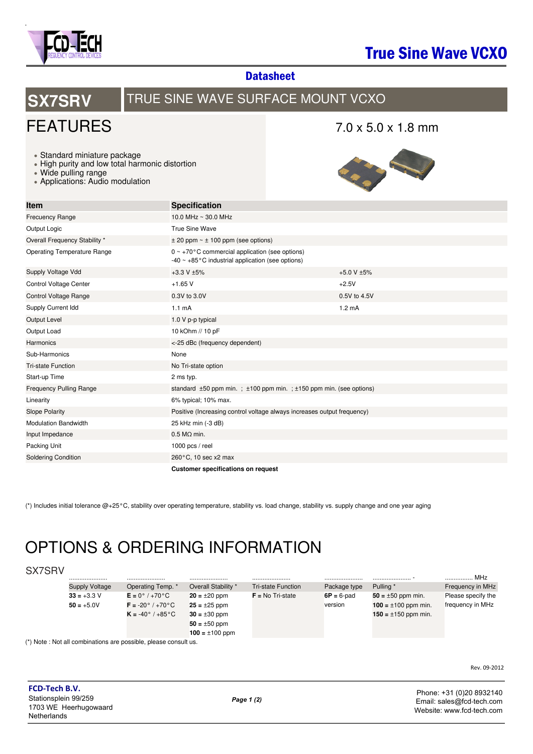# True Sine Wave VCXO

## Datasheet

# SX7SRV TRUE SINE WAVE SURFACE MOUNT VCXO

## FEATURES

7.0 x 5.0 x 1.8 mm

- Standard miniature package
- High purity and low total harmonic distortion
- Wide pulling range
- Applications: Audio modulation

| Item | Specification | |
|---|---|---|
| Frecuency Range | 10.0 MHz ~ 30.0 MHz | |
| Output Logic | True Sine Wave | |
| Overall Frequency Stability * | ± 20 ppm ~ ± 100 ppm (see options) | |
| Operating Temperature Range | 0 ~ +70°C commercial application (see options)<br>-40 ~ +85°C industrial application (see options) | |
| Supply Voltage Vdd | +3.3 V ±5% | +5.0 V ±5% |
| Control Voltage Center | +1.65 V | +2.5V |
| Control Voltage Range | 0.3V to 3.0V | 0.5V to 4.5V |
| Supply Current Idd | 1.1 mA | 1.2 mA |
| Output Level | 1.0 V p-p typical | |
| Output Load | 10 kOhm // 10 pF | |
| Harmonics | <-25 dBc (frequency dependent) | |
| Sub-Harmonics | None | |
| Tri-state Function | No Tri-state option | |
| Start-up Time | 2 ms typ. | |
| Frequency Pulling Range | standard ±50 ppm min. ; ±100 ppm min. ; ±150 ppm min. (see options) | |
| Linearity | 6% typical; 10% max. | |
| Slope Polarity | Positive (Increasing control voltage always increases output frequency) | |
| Modulation Bandwidth | 25 kHz min (-3 dB) | |
| Input Impedance | 0.5 MΩ min. | |
| Packing Unit | 1000 pcs / reel | |
| Soldering Condition | 260°C, 10 sec x2 max | |
| | **Customer specifications on request** | |

(*) Includes initial tolerance @+25°C, stability over operating temperature, stability vs. load change, stability vs. supply change and one year aging

# OPTIONS & ORDERING INFORMATION

SX7SRV

| ..................... | ..................... | ..................... | ..................... | ..................... | ..................... - | ............... MHz |
|---|---|---|---|---|---|---|
| Supply Voltage | Operating Temp. * | Overall Stability * | Tri-state Function | Package type | Pulling * | Frequency in MHz |
| **33** = +3.3 V<br>**50** = +5.0V | **E** = 0° / +70°C<br>**F** = -20° / +70°C<br>**K** = -40° / +85°C | **20** = ±20 ppm<br>**25** = ±25 ppm<br>**30** = ±30 ppm<br>**50** = ±50 ppm<br>**100** = ±100 ppm | **F** = No Tri-state | **6P** = 6-pad version | **50** = ±50 ppm min.<br>**100** = ±100 ppm min.<br>**150** = ±150 ppm min. | Please specify the frequency in MHz |

(*) Note : Not all combinations are possible, please consult us.

Rev. 09-2012

**FCD-Tech B.V.**
Stationsplein 99/259
1703 WE Heerhugowaard
Netherlands

Phone: +31 (0)20 8932140
Email: sales@fcd-tech.com
Website: www.fcd-tech.com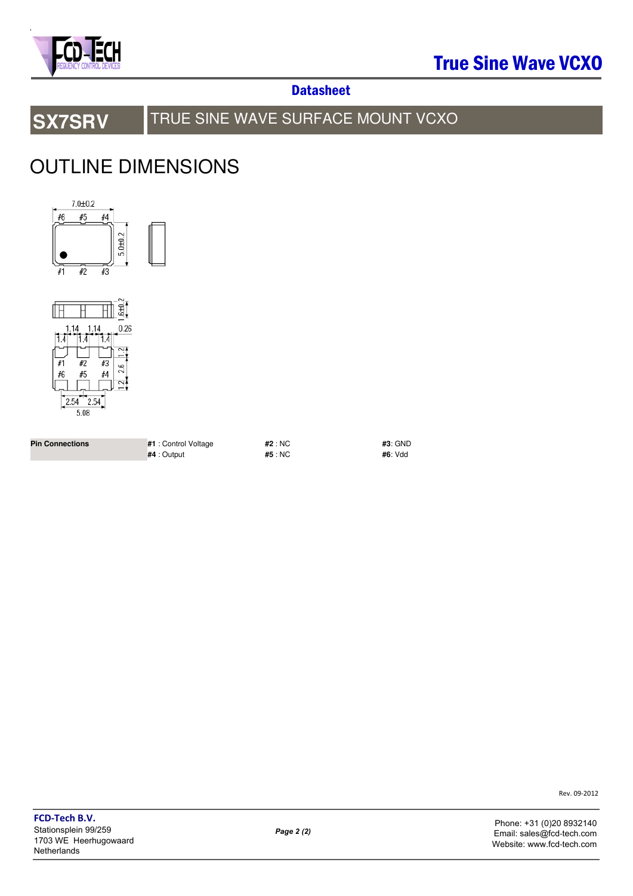# True Sine Wave VCXO

**Datasheet**

## SX7SRV TRUE SINE WAVE SURFACE MOUNT VCXO

## OUTLINE DIMENSIONS

7.0±0.2
#6 #5 #4
5.0±0.2
#1 #2 #3

1.6±0.2
1.14 1.14 0.26
1.4 1.4 1.4
1.2
#1 #2 #3
2.6
#6 #5 #4
1.2
2.54 2.54
5.08

| | | | |
|---|---|---|---|
| **Pin Connections** | **#1** : Control Voltage | **#2** : NC | **#3**: GND |
| | **#4** : Output | **#5** : NC | **#6**: Vdd |

Rev. 09-2012

**FCD-Tech B.V.**
Stationsplein 99/259
1703 WE Heerhugowaard
Netherlands

Phone: +31 (0)20 8932140
Email: sales@fcd-tech.com
Website: www.fcd-tech.com